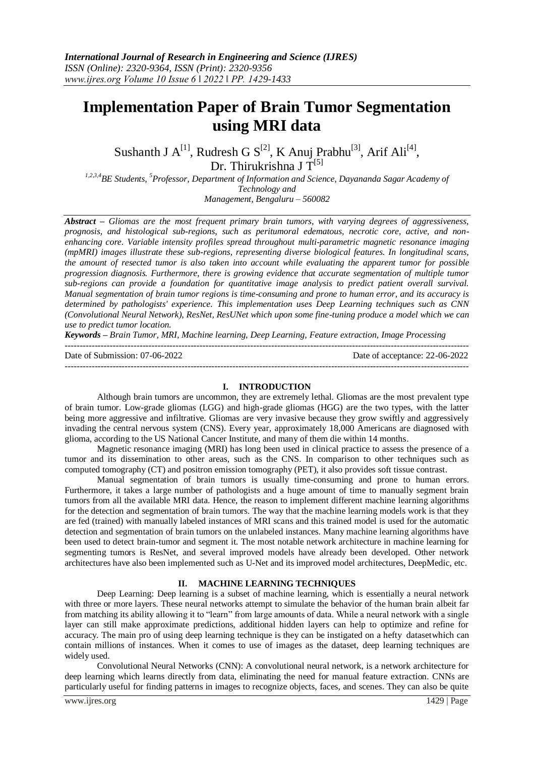# Implementation Paper of Brain Tumor Segmentation using MRI data

Sushanth J A[1], Rudresh G S[2], K Anuj Prabhu[3], Arif Ali[4], Dr. Thirukrishna J T[5]

[1,2,3,4]BE Students, [5]Professor, Department of Information and Science, Dayananda Sagar Academy of Technology and Management, Bengaluru – 560082

***Abstract –*** *Gliomas are the most frequent primary brain tumors, with varying degrees of aggressiveness, prognosis, and histological sub-regions, such as peritumoral edematous, necrotic core, active, and non-enhancing core. Variable intensity profiles spread throughout multi-parametric magnetic resonance imaging (mpMRI) images illustrate these sub-regions, representing diverse biological features. In longitudinal scans, the amount of resected tumor is also taken into account while evaluating the apparent tumor for possible progression diagnosis. Furthermore, there is growing evidence that accurate segmentation of multiple tumor sub-regions can provide a foundation for quantitative image analysis to predict patient overall survival. Manual segmentation of brain tumor regions is time-consuming and prone to human error, and its accuracy is determined by pathologists' experience. This implementation uses Deep Learning techniques such as CNN (Convolutional Neural Network), ResNet, ResUNet which upon some fine-tuning produce a model which we can use to predict tumor location.*

***Keywords –*** *Brain Tumor, MRI, Machine learning, Deep Learning, Feature extraction, Image Processing*

---

Date of Submission: 07-06-2022 Date of acceptance: 22-06-2022

---

## I. INTRODUCTION

Although brain tumors are uncommon, they are extremely lethal. Gliomas are the most prevalent type of brain tumor. Low-grade gliomas (LGG) and high-grade gliomas (HGG) are the two types, with the latter being more aggressive and infiltrative. Gliomas are very invasive because they grow swiftly and aggressively invading the central nervous system (CNS). Every year, approximately 18,000 Americans are diagnosed with glioma, according to the US National Cancer Institute, and many of them die within 14 months.

Magnetic resonance imaging (MRI) has long been used in clinical practice to assess the presence of a tumor and its dissemination to other areas, such as the CNS. In comparison to other techniques such as computed tomography (CT) and positron emission tomography (PET), it also provides soft tissue contrast.

Manual segmentation of brain tumors is usually time-consuming and prone to human errors. Furthermore, it takes a large number of pathologists and a huge amount of time to manually segment brain tumors from all the available MRI data. Hence, the reason to implement different machine learning algorithms for the detection and segmentation of brain tumors. The way that the machine learning models work is that they are fed (trained) with manually labeled instances of MRI scans and this trained model is used for the automatic detection and segmentation of brain tumors on the unlabeled instances. Many machine learning algorithms have been used to detect brain-tumor and segment it. The most notable network architecture in machine learning for segmenting tumors is ResNet, and several improved models have already been developed. Other network architectures have also been implemented such as U-Net and its improved model architectures, DeepMedic, etc.

## II. MACHINE LEARNING TECHNIQUES

Deep Learning: Deep learning is a subset of machine learning, which is essentially a neural network with three or more layers. These neural networks attempt to simulate the behavior of the human brain albeit far from matching its ability allowing it to "learn" from large amounts of data. While a neural network with a single layer can still make approximate predictions, additional hidden layers can help to optimize and refine for accuracy. The main pro of using deep learning technique is they can be instigated on a hefty datasetwhich can contain millions of instances. When it comes to use of images as the dataset, deep learning techniques are widely used.

Convolutional Neural Networks (CNN): A convolutional neural network, is a network architecture for deep learning which learns directly from data, eliminating the need for manual feature extraction. CNNs are particularly useful for finding patterns in images to recognize objects, faces, and scenes. They can also be quite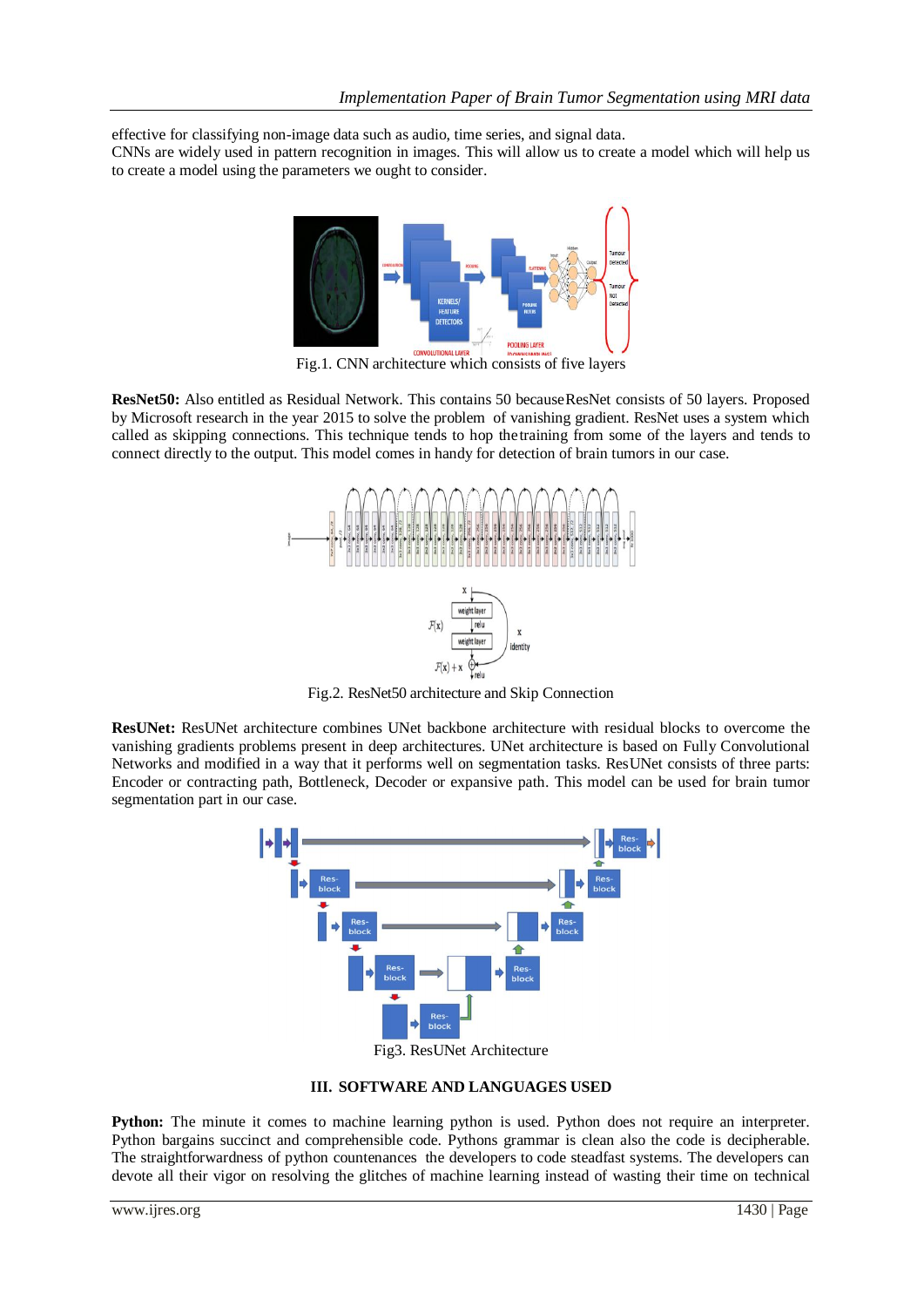effective for classifying non-image data such as audio, time series, and signal data.
CNNs are widely used in pattern recognition in images. This will allow us to create a model which will help us to create a model using the parameters we ought to consider.

Fig.1. CNN architecture which consists of five layers

**ResNet50:** Also entitled as Residual Network. This contains 50 because ResNet consists of 50 layers. Proposed by Microsoft research in the year 2015 to solve the problem of vanishing gradient. ResNet uses a system which called as skipping connections. This technique tends to hop the training from some of the layers and tends to connect directly to the output. This model comes in handy for detection of brain tumors in our case.

Fig.2. ResNet50 architecture and Skip Connection

**ResUNet:** ResUNet architecture combines UNet backbone architecture with residual blocks to overcome the vanishing gradients problems present in deep architectures. UNet architecture is based on Fully Convolutional Networks and modified in a way that it performs well on segmentation tasks. ResUNet consists of three parts: Encoder or contracting path, Bottleneck, Decoder or expansive path. This model can be used for brain tumor segmentation part in our case.

Fig3. ResUNet Architecture

## III. SOFTWARE AND LANGUAGES USED

**Python:** The minute it comes to machine learning python is used. Python does not require an interpreter. Python bargains succinct and comprehensible code. Pythons grammar is clean also the code is decipherable. The straightforwardness of python countenances the developers to code steadfast systems. The developers can devote all their vigor on resolving the glitches of machine learning instead of wasting their time on technical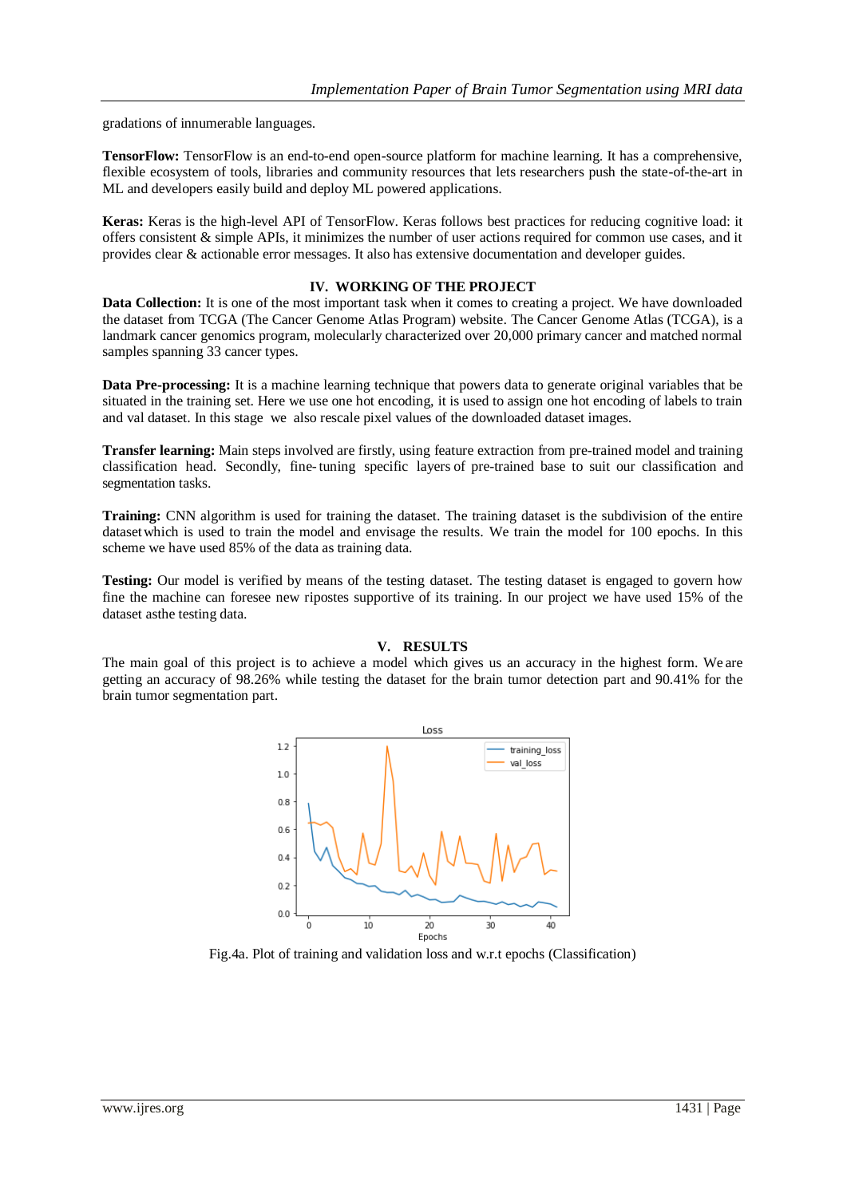gradations of innumerable languages.

**TensorFlow:** TensorFlow is an end-to-end open-source platform for machine learning. It has a comprehensive, flexible ecosystem of tools, libraries and community resources that lets researchers push the state-of-the-art in ML and developers easily build and deploy ML powered applications.

**Keras:** Keras is the high-level API of TensorFlow. Keras follows best practices for reducing cognitive load: it offers consistent & simple APIs, it minimizes the number of user actions required for common use cases, and it provides clear & actionable error messages. It also has extensive documentation and developer guides.

## IV. WORKING OF THE PROJECT

**Data Collection:** It is one of the most important task when it comes to creating a project. We have downloaded the dataset from TCGA (The Cancer Genome Atlas Program) website. The Cancer Genome Atlas (TCGA), is a landmark cancer genomics program, molecularly characterized over 20,000 primary cancer and matched normal samples spanning 33 cancer types.

**Data Pre-processing:** It is a machine learning technique that powers data to generate original variables that be situated in the training set. Here we use one hot encoding, it is used to assign one hot encoding of labels to train and val dataset. In this stage we also rescale pixel values of the downloaded dataset images.

**Transfer learning:** Main steps involved are firstly, using feature extraction from pre-trained model and training classification head. Secondly, fine-tuning specific layers of pre-trained base to suit our classification and segmentation tasks.

**Training:** CNN algorithm is used for training the dataset. The training dataset is the subdivision of the entire dataset which is used to train the model and envisage the results. We train the model for 100 epochs. In this scheme we have used 85% of the data as training data.

**Testing:** Our model is verified by means of the testing dataset. The testing dataset is engaged to govern how fine the machine can foresee new ripostes supportive of its training. In our project we have used 15% of the dataset asthe testing data.

## V. RESULTS

The main goal of this project is to achieve a model which gives us an accuracy in the highest form. We are getting an accuracy of 98.26% while testing the dataset for the brain tumor detection part and 90.41% for the brain tumor segmentation part.

Fig.4a. Plot of training and validation loss and w.r.t epochs (Classification)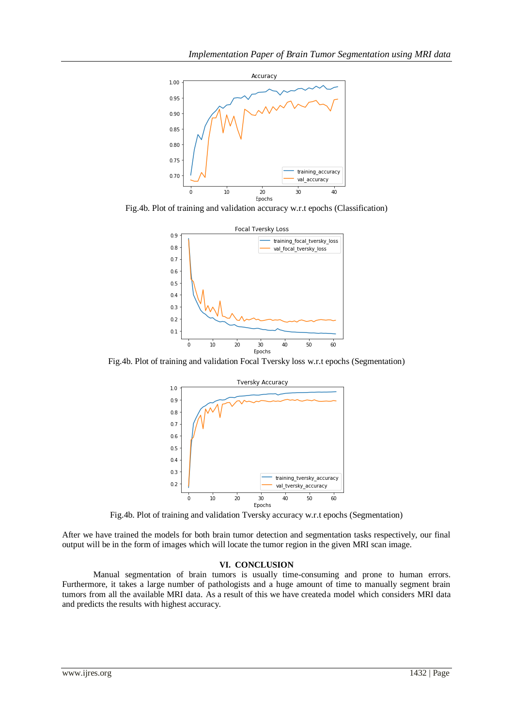Fig.4b. Plot of training and validation accuracy w.r.t epochs (Classification)

Fig.4b. Plot of training and validation Focal Tversky loss w.r.t epochs (Segmentation)

Fig.4b. Plot of training and validation Tversky accuracy w.r.t epochs (Segmentation)

After we have trained the models for both brain tumor detection and segmentation tasks respectively, our final output will be in the form of images which will locate the tumor region in the given MRI scan image.

## VI. CONCLUSION

Manual segmentation of brain tumors is usually time-consuming and prone to human errors. Furthermore, it takes a large number of pathologists and a huge amount of time to manually segment brain tumors from all the available MRI data. As a result of this we have createda model which considers MRI data and predicts the results with highest accuracy.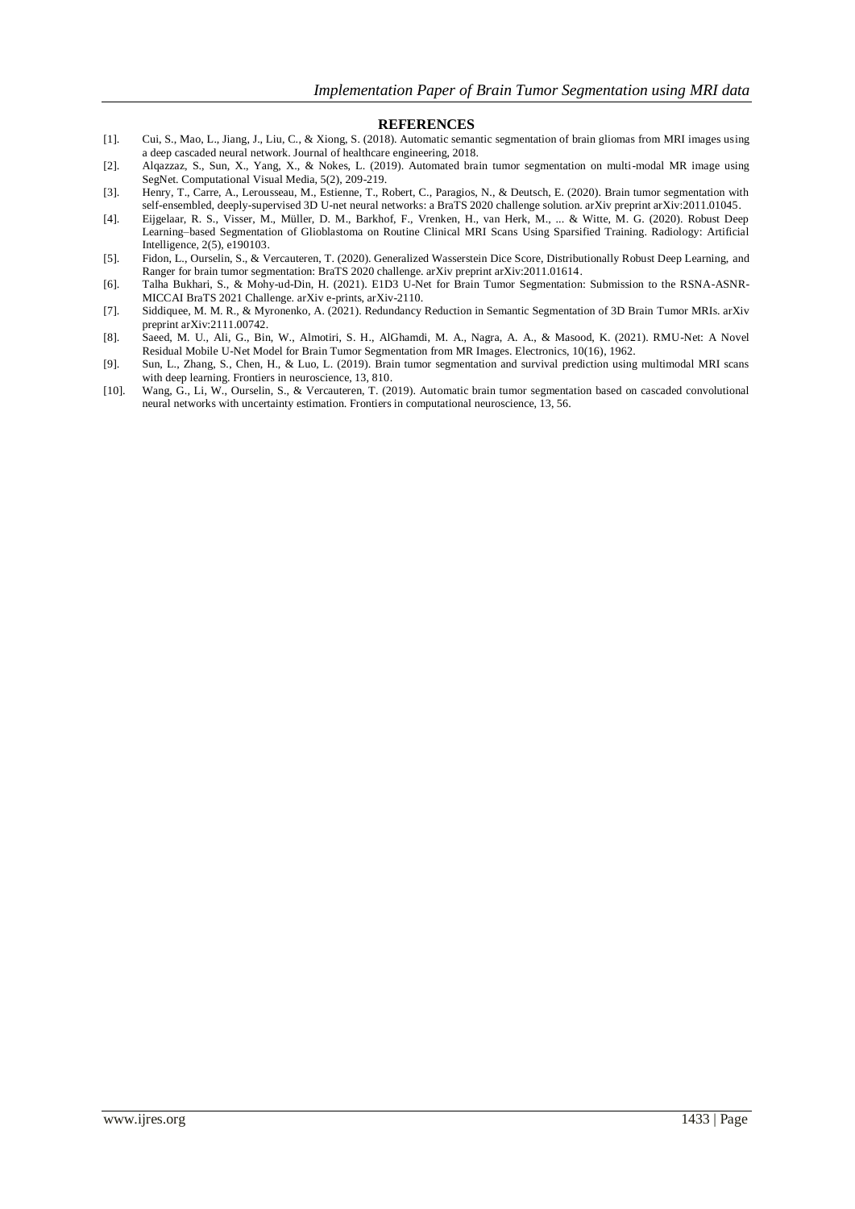## REFERENCES

[1]. Cui, S., Mao, L., Jiang, J., Liu, C., & Xiong, S. (2018). Automatic semantic segmentation of brain gliomas from MRI images using a deep cascaded neural network. Journal of healthcare engineering, 2018.

[2]. Alqazzaz, S., Sun, X., Yang, X., & Nokes, L. (2019). Automated brain tumor segmentation on multi-modal MR image using SegNet. Computational Visual Media, 5(2), 209-219.

[3]. Henry, T., Carre, A., Lerousseau, M., Estienne, T., Robert, C., Paragios, N., & Deutsch, E. (2020). Brain tumor segmentation with self-ensembled, deeply-supervised 3D U-net neural networks: a BraTS 2020 challenge solution. arXiv preprint arXiv:2011.01045.

[4]. Eijgelaar, R. S., Visser, M., Müller, D. M., Barkhof, F., Vrenken, H., van Herk, M., ... & Witte, M. G. (2020). Robust Deep Learning–based Segmentation of Glioblastoma on Routine Clinical MRI Scans Using Sparsified Training. Radiology: Artificial Intelligence, 2(5), e190103.

[5]. Fidon, L., Ourselin, S., & Vercauteren, T. (2020). Generalized Wasserstein Dice Score, Distributionally Robust Deep Learning, and Ranger for brain tumor segmentation: BraTS 2020 challenge. arXiv preprint arXiv:2011.01614.

[6]. Talha Bukhari, S., & Mohy-ud-Din, H. (2021). E1D3 U-Net for Brain Tumor Segmentation: Submission to the RSNA-ASNR-MICCAI BraTS 2021 Challenge. arXiv e-prints, arXiv-2110.

[7]. Siddiquee, M. M. R., & Myronenko, A. (2021). Redundancy Reduction in Semantic Segmentation of 3D Brain Tumor MRIs. arXiv preprint arXiv:2111.00742.

[8]. Saeed, M. U., Ali, G., Bin, W., Almotiri, S. H., AlGhamdi, M. A., Nagra, A. A., & Masood, K. (2021). RMU-Net: A Novel Residual Mobile U-Net Model for Brain Tumor Segmentation from MR Images. Electronics, 10(16), 1962.

[9]. Sun, L., Zhang, S., Chen, H., & Luo, L. (2019). Brain tumor segmentation and survival prediction using multimodal MRI scans with deep learning. Frontiers in neuroscience, 13, 810.

[10]. Wang, G., Li, W., Ourselin, S., & Vercauteren, T. (2019). Automatic brain tumor segmentation based on cascaded convolutional neural networks with uncertainty estimation. Frontiers in computational neuroscience, 13, 56.